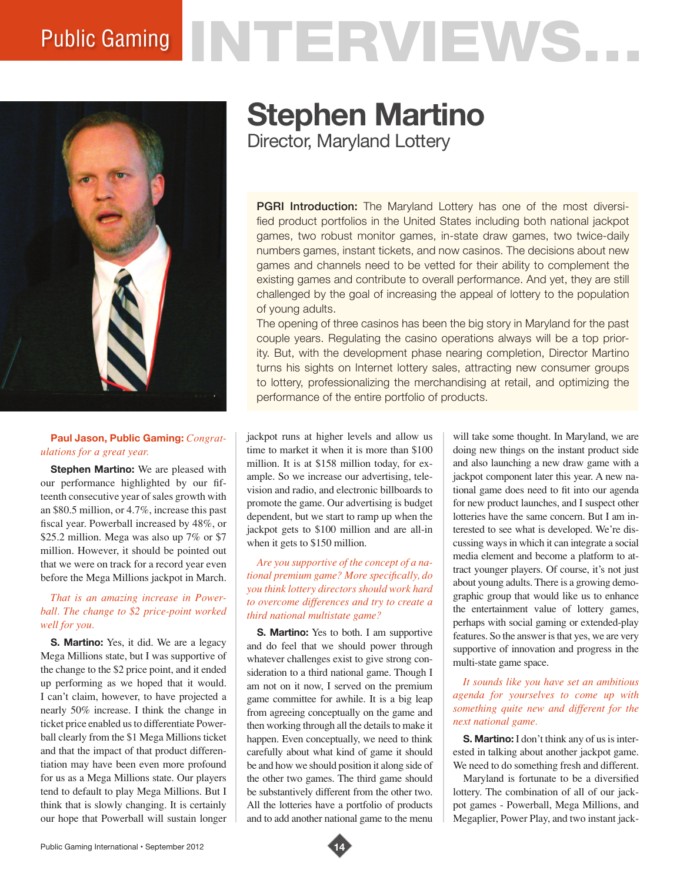# Public Gaming INTERVIEWS...

## Stephen Martino

### Director, Maryland Lottery

**PGRI Introduction:** The Maryland Lottery has one of the most diversified product portfolios in the United States including both national jackpot games, two robust monitor games, in-state draw games, two twice-daily numbers games, instant tickets, and now casinos. The decisions about new games and channels need to be vetted for their ability to complement the existing games and contribute to overall performance. And yet, they are still challenged by the goal of increasing the appeal of lottery to the population of young adults.

The opening of three casinos has been the big story in Maryland for the past couple years. Regulating the casino operations always will be a top priority. But, with the development phase nearing completion, Director Martino turns his sights on Internet lottery sales, attracting new consumer groups to lottery, professionalizing the merchandising at retail, and optimizing the performance of the entire portfolio of products.

**Paul Jason, Public Gaming:** *Congratulations for a great year.*

**Stephen Martino:** We are pleased with our performance highlighted by our fifteenth consecutive year of sales growth with an $80.5 million, or 4.7%, increase this past fiscal year. Powerball increased by 48%, or $25.2 million. Mega was also up 7% or $7 million. However, it should be pointed out that we were on track for a record year even before the Mega Millions jackpot in March.

*That is an amazing increase in Powerball. The change to $2 price-point worked well for you.*

**S. Martino:** Yes, it did. We are a legacy Mega Millions state, but I was supportive of the change to the $2 price point, and it ended up performing as we hoped that it would. I can't claim, however, to have projected a nearly 50% increase. I think the change in ticket price enabled us to differentiate Powerball clearly from the $1 Mega Millions ticket and that the impact of that product differentiation may have been even more profound for us as a Mega Millions state. Our players tend to default to play Mega Millions. But I think that is slowly changing. It is certainly our hope that Powerball will sustain longer jackpot runs at higher levels and allow us time to market it when it is more than $100 million. It is at $158 million today, for example. So we increase our advertising, television and radio, and electronic billboards to promote the game. Our advertising is budget dependent, but we start to ramp up when the jackpot gets to $100 million and are all-in when it gets to $150 million.

*Are you supportive of the concept of a national premium game? More specifically, do you think lottery directors should work hard to overcome differences and try to create a third national multistate game?*

**S. Martino:** Yes to both. I am supportive and do feel that we should power through whatever challenges exist to give strong consideration to a third national game. Though I am not on it now, I served on the premium game committee for awhile. It is a big leap from agreeing conceptually on the game and then working through all the details to make it happen. Even conceptually, we need to think carefully about what kind of game it should be and how we should position it along side of the other two games. The third game should be substantively different from the other two. All the lotteries have a portfolio of products and to add another national game to the menu will take some thought. In Maryland, we are doing new things on the instant product side and also launching a new draw game with a jackpot component later this year. A new national game does need to fit into our agenda for new product launches, and I suspect other lotteries have the same concern. But I am interested to see what is developed. We're discussing ways in which it can integrate a social media element and become a platform to attract younger players. Of course, it's not just about young adults. There is a growing demographic group that would like us to enhance the entertainment value of lottery games, perhaps with social gaming or extended-play features. So the answer is that yes, we are very supportive of innovation and progress in the multi-state game space.

*It sounds like you have set an ambitious agenda for yourselves to come up with something quite new and different for the next national game.*

**S. Martino:** I don't think any of us is interested in talking about another jackpot game. We need to do something fresh and different.

Maryland is fortunate to be a diversified lottery. The combination of all of our jackpot games - Powerball, Mega Millions, and Megaplier, Power Play, and two instant jack-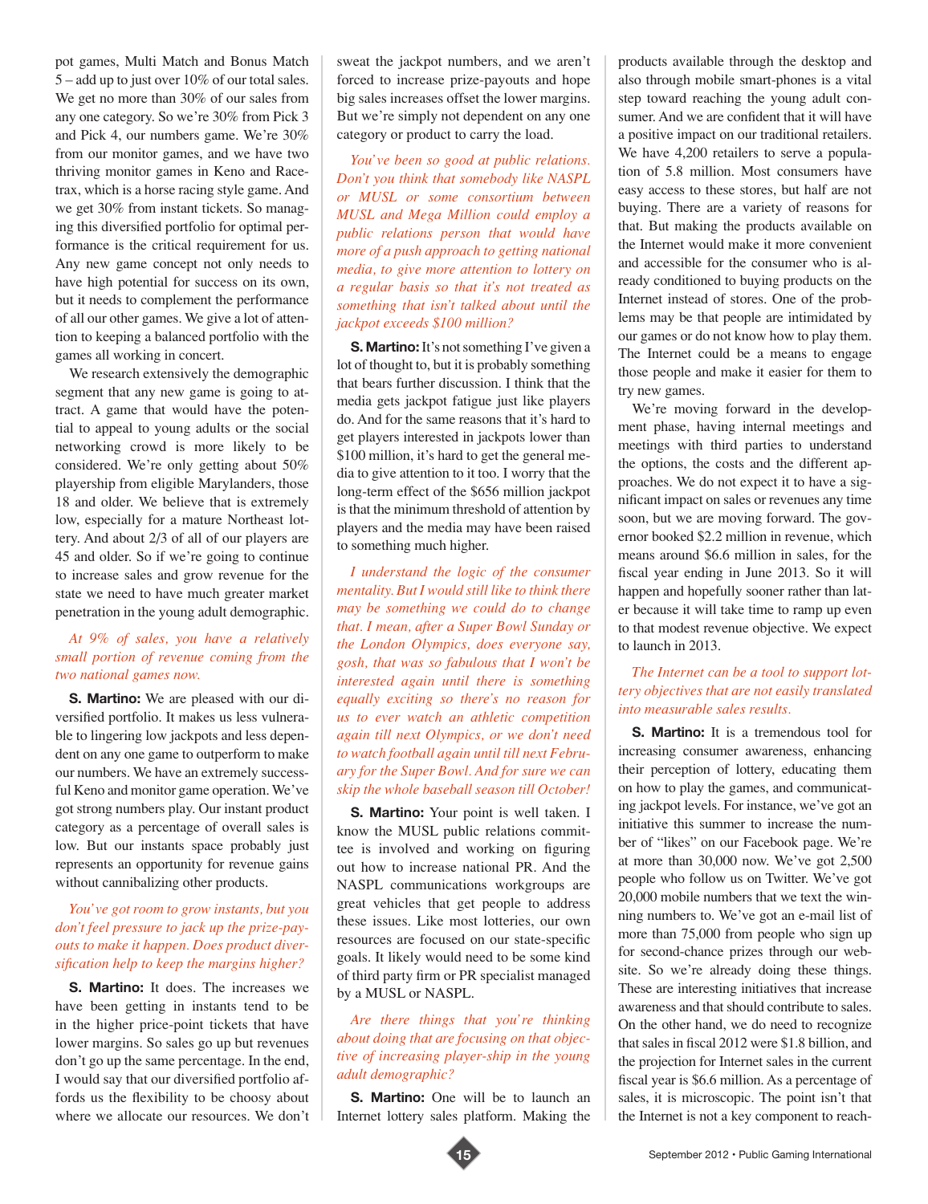pot games, Multi Match and Bonus Match 5 – add up to just over 10% of our total sales. We get no more than 30% of our sales from any one category. So we're 30% from Pick 3 and Pick 4, our numbers game. We're 30% from our monitor games, and we have two thriving monitor games in Keno and Racetrax, which is a horse racing style game. And we get 30% from instant tickets. So managing this diversified portfolio for optimal performance is the critical requirement for us. Any new game concept not only needs to have high potential for success on its own, but it needs to complement the performance of all our other games. We give a lot of attention to keeping a balanced portfolio with the games all working in concert.

We research extensively the demographic segment that any new game is going to attract. A game that would have the potential to appeal to young adults or the social networking crowd is more likely to be considered. We're only getting about 50% playership from eligible Marylanders, those 18 and older. We believe that is extremely low, especially for a mature Northeast lottery. And about 2/3 of all of our players are 45 and older. So if we're going to continue to increase sales and grow revenue for the state we need to have much greater market penetration in the young adult demographic.

*At 9% of sales, you have a relatively small portion of revenue coming from the two national games now.*

**S. Martino:** We are pleased with our diversified portfolio. It makes us less vulnerable to lingering low jackpots and less dependent on any one game to outperform to make our numbers. We have an extremely successful Keno and monitor game operation. We've got strong numbers play. Our instant product category as a percentage of overall sales is low. But our instants space probably just represents an opportunity for revenue gains without cannibalizing other products.

*You've got room to grow instants, but you don't feel pressure to jack up the prize-payouts to make it happen. Does product diversification help to keep the margins higher?*

**S. Martino:** It does. The increases we have been getting in instants tend to be in the higher price-point tickets that have lower margins. So sales go up but revenues don't go up the same percentage. In the end, I would say that our diversified portfolio affords us the flexibility to be choosy about where we allocate our resources. We don't sweat the jackpot numbers, and we aren't forced to increase prize-payouts and hope big sales increases offset the lower margins. But we're simply not dependent on any one category or product to carry the load.

*You've been so good at public relations. Don't you think that somebody like NASPL or MUSL or some consortium between MUSL and Mega Million could employ a public relations person that would have more of a push approach to getting national media, to give more attention to lottery on a regular basis so that it's not treated as something that isn't talked about until the jackpot exceeds $100 million?*

**S. Martino:** It's not something I've given a lot of thought to, but it is probably something that bears further discussion. I think that the media gets jackpot fatigue just like players do. And for the same reasons that it's hard to get players interested in jackpots lower than $100 million, it's hard to get the general media to give attention to it too. I worry that the long-term effect of the $656 million jackpot is that the minimum threshold of attention by players and the media may have been raised to something much higher.

*I understand the logic of the consumer mentality. But I would still like to think there may be something we could do to change that. I mean, after a Super Bowl Sunday or the London Olympics, does everyone say, gosh, that was so fabulous that I won't be interested again until there is something equally exciting so there's no reason for us to ever watch an athletic competition again till next Olympics, or we don't need to watch football again until till next February for the Super Bowl. And for sure we can skip the whole baseball season till October!*

**S. Martino:** Your point is well taken. I know the MUSL public relations committee is involved and working on figuring out how to increase national PR. And the NASPL communications workgroups are great vehicles that get people to address these issues. Like most lotteries, our own resources are focused on our state-specific goals. It likely would need to be some kind of third party firm or PR specialist managed by a MUSL or NASPL.

*Are there things that you're thinking about doing that are focusing on that objective of increasing player-ship in the young adult demographic?*

**S. Martino:** One will be to launch an Internet lottery sales platform. Making the products available through the desktop and also through mobile smart-phones is a vital step toward reaching the young adult consumer. And we are confident that it will have a positive impact on our traditional retailers. We have 4,200 retailers to serve a population of 5.8 million. Most consumers have easy access to these stores, but half are not buying. There are a variety of reasons for that. But making the products available on the Internet would make it more convenient and accessible for the consumer who is already conditioned to buying products on the Internet instead of stores. One of the problems may be that people are intimidated by our games or do not know how to play them. The Internet could be a means to engage those people and make it easier for them to try new games.

We're moving forward in the development phase, having internal meetings and meetings with third parties to understand the options, the costs and the different approaches. We do not expect it to have a significant impact on sales or revenues any time soon, but we are moving forward. The governor booked $2.2 million in revenue, which means around $6.6 million in sales, for the fiscal year ending in June 2013. So it will happen and hopefully sooner rather than later because it will take time to ramp up even to that modest revenue objective. We expect to launch in 2013.

*The Internet can be a tool to support lottery objectives that are not easily translated into measurable sales results.*

**S. Martino:** It is a tremendous tool for increasing consumer awareness, enhancing their perception of lottery, educating them on how to play the games, and communicating jackpot levels. For instance, we've got an initiative this summer to increase the number of "likes" on our Facebook page. We're at more than 30,000 now. We've got 2,500 people who follow us on Twitter. We've got 20,000 mobile numbers that we text the winning numbers to. We've got an e-mail list of more than 75,000 from people who sign up for second-chance prizes through our website. So we're already doing these things. These are interesting initiatives that increase awareness and that should contribute to sales. On the other hand, we do need to recognize that sales in fiscal 2012 were $1.8 billion, and the projection for Internet sales in the current fiscal year is $6.6 million. As a percentage of sales, it is microscopic. The point isn't that the Internet is not a key component to reach-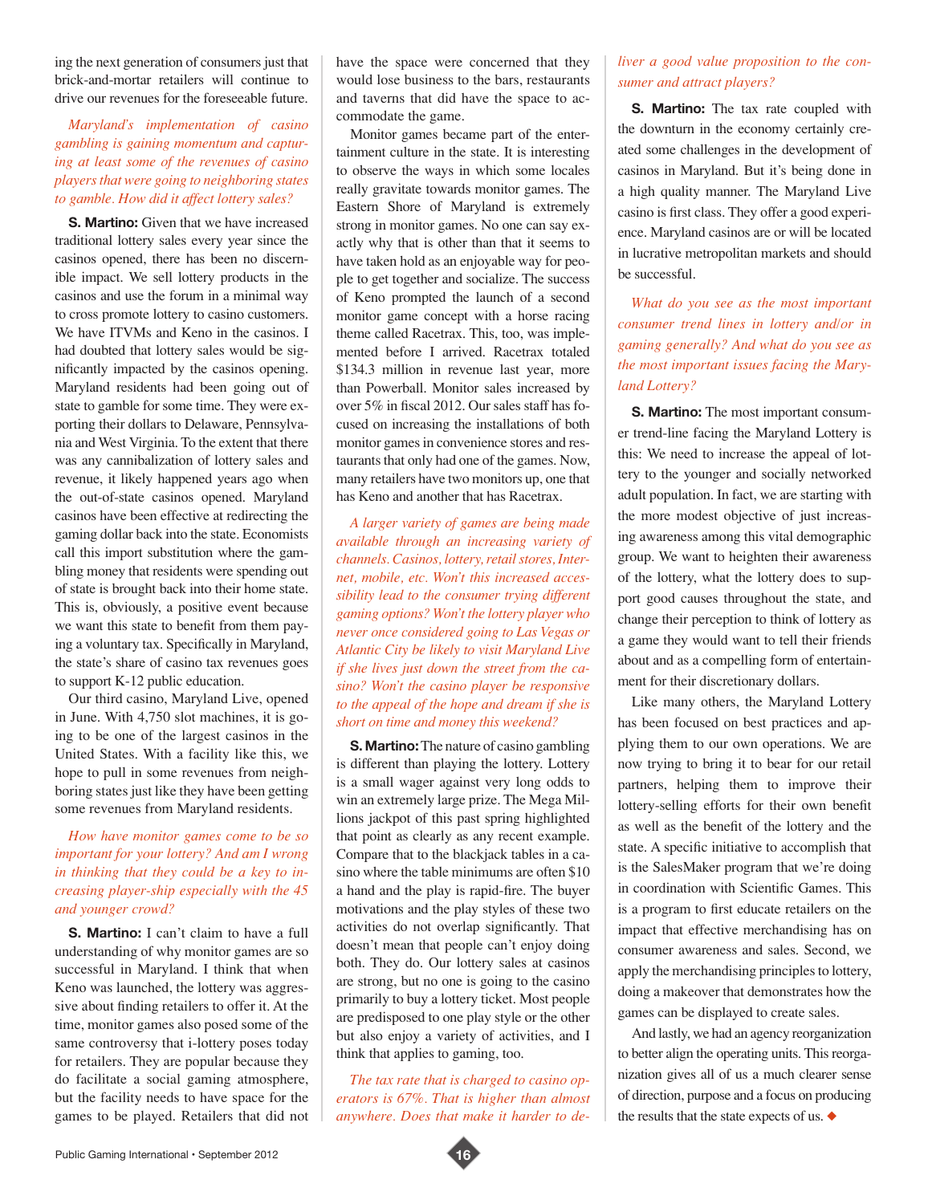ing the next generation of consumers just that brick-and-mortar retailers will continue to drive our revenues for the foreseeable future.

*Maryland's implementation of casino gambling is gaining momentum and capturing at least some of the revenues of casino players that were going to neighboring states to gamble. How did it affect lottery sales?*

**S. Martino:** Given that we have increased traditional lottery sales every year since the casinos opened, there has been no discernible impact. We sell lottery products in the casinos and use the forum in a minimal way to cross promote lottery to casino customers. We have ITVMs and Keno in the casinos. I had doubted that lottery sales would be significantly impacted by the casinos opening. Maryland residents had been going out of state to gamble for some time. They were exporting their dollars to Delaware, Pennsylvania and West Virginia. To the extent that there was any cannibalization of lottery sales and revenue, it likely happened years ago when the out-of-state casinos opened. Maryland casinos have been effective at redirecting the gaming dollar back into the state. Economists call this import substitution where the gambling money that residents were spending out of state is brought back into their home state. This is, obviously, a positive event because we want this state to benefit from them paying a voluntary tax. Specifically in Maryland, the state's share of casino tax revenues goes to support K-12 public education.

Our third casino, Maryland Live, opened in June. With 4,750 slot machines, it is going to be one of the largest casinos in the United States. With a facility like this, we hope to pull in some revenues from neighboring states just like they have been getting some revenues from Maryland residents.

*How have monitor games come to be so important for your lottery? And am I wrong in thinking that they could be a key to increasing player-ship especially with the 45 and younger crowd?*

**S. Martino:** I can't claim to have a full understanding of why monitor games are so successful in Maryland. I think that when Keno was launched, the lottery was aggressive about finding retailers to offer it. At the time, monitor games also posed some of the same controversy that i-lottery poses today for retailers. They are popular because they do facilitate a social gaming atmosphere, but the facility needs to have space for the games to be played. Retailers that did not have the space were concerned that they would lose business to the bars, restaurants and taverns that did have the space to accommodate the game.

Monitor games became part of the entertainment culture in the state. It is interesting to observe the ways in which some locales really gravitate towards monitor games. The Eastern Shore of Maryland is extremely strong in monitor games. No one can say exactly why that is other than that it seems to have taken hold as an enjoyable way for people to get together and socialize. The success of Keno prompted the launch of a second monitor game concept with a horse racing theme called Racetrax. This, too, was implemented before I arrived. Racetrax totaled $134.3 million in revenue last year, more than Powerball. Monitor sales increased by over 5% in fiscal 2012. Our sales staff has focused on increasing the installations of both monitor games in convenience stores and restaurants that only had one of the games. Now, many retailers have two monitors up, one that has Keno and another that has Racetrax.

*A larger variety of games are being made available through an increasing variety of channels. Casinos, lottery, retail stores, Internet, mobile, etc. Won't this increased accessibility lead to the consumer trying different gaming options? Won't the lottery player who never once considered going to Las Vegas or Atlantic City be likely to visit Maryland Live if she lives just down the street from the casino? Won't the casino player be responsive to the appeal of the hope and dream if she is short on time and money this weekend?*

**S. Martino:** The nature of casino gambling is different than playing the lottery. Lottery is a small wager against very long odds to win an extremely large prize. The Mega Millions jackpot of this past spring highlighted that point as clearly as any recent example. Compare that to the blackjack tables in a casino where the table minimums are often $10 a hand and the play is rapid-fire. The buyer motivations and the play styles of these two activities do not overlap significantly. That doesn't mean that people can't enjoy doing both. They do. Our lottery sales at casinos are strong, but no one is going to the casino primarily to buy a lottery ticket. Most people are predisposed to one play style or the other but also enjoy a variety of activities, and I think that applies to gaming, too.

*The tax rate that is charged to casino operators is 67%. That is higher than almost anywhere. Does that make it harder to deliver a good value proposition to the consumer and attract players?*

**S. Martino:** The tax rate coupled with the downturn in the economy certainly created some challenges in the development of casinos in Maryland. But it's being done in a high quality manner. The Maryland Live casino is first class. They offer a good experience. Maryland casinos are or will be located in lucrative metropolitan markets and should be successful.

*What do you see as the most important consumer trend lines in lottery and/or in gaming generally? And what do you see as the most important issues facing the Maryland Lottery?*

**S. Martino:** The most important consumer trend-line facing the Maryland Lottery is this: We need to increase the appeal of lottery to the younger and socially networked adult population. In fact, we are starting with the more modest objective of just increasing awareness among this vital demographic group. We want to heighten their awareness of the lottery, what the lottery does to support good causes throughout the state, and change their perception to think of lottery as a game they would want to tell their friends about and as a compelling form of entertainment for their discretionary dollars.

Like many others, the Maryland Lottery has been focused on best practices and applying them to our own operations. We are now trying to bring it to bear for our retail partners, helping them to improve their lottery-selling efforts for their own benefit as well as the benefit of the lottery and the state. A specific initiative to accomplish that is the SalesMaker program that we're doing in coordination with Scientific Games. This is a program to first educate retailers on the impact that effective merchandising has on consumer awareness and sales. Second, we apply the merchandising principles to lottery, doing a makeover that demonstrates how the games can be displayed to create sales.

And lastly, we had an agency reorganization to better align the operating units. This reorganization gives all of us a much clearer sense of direction, purpose and a focus on producing the results that the state expects of us. ◆